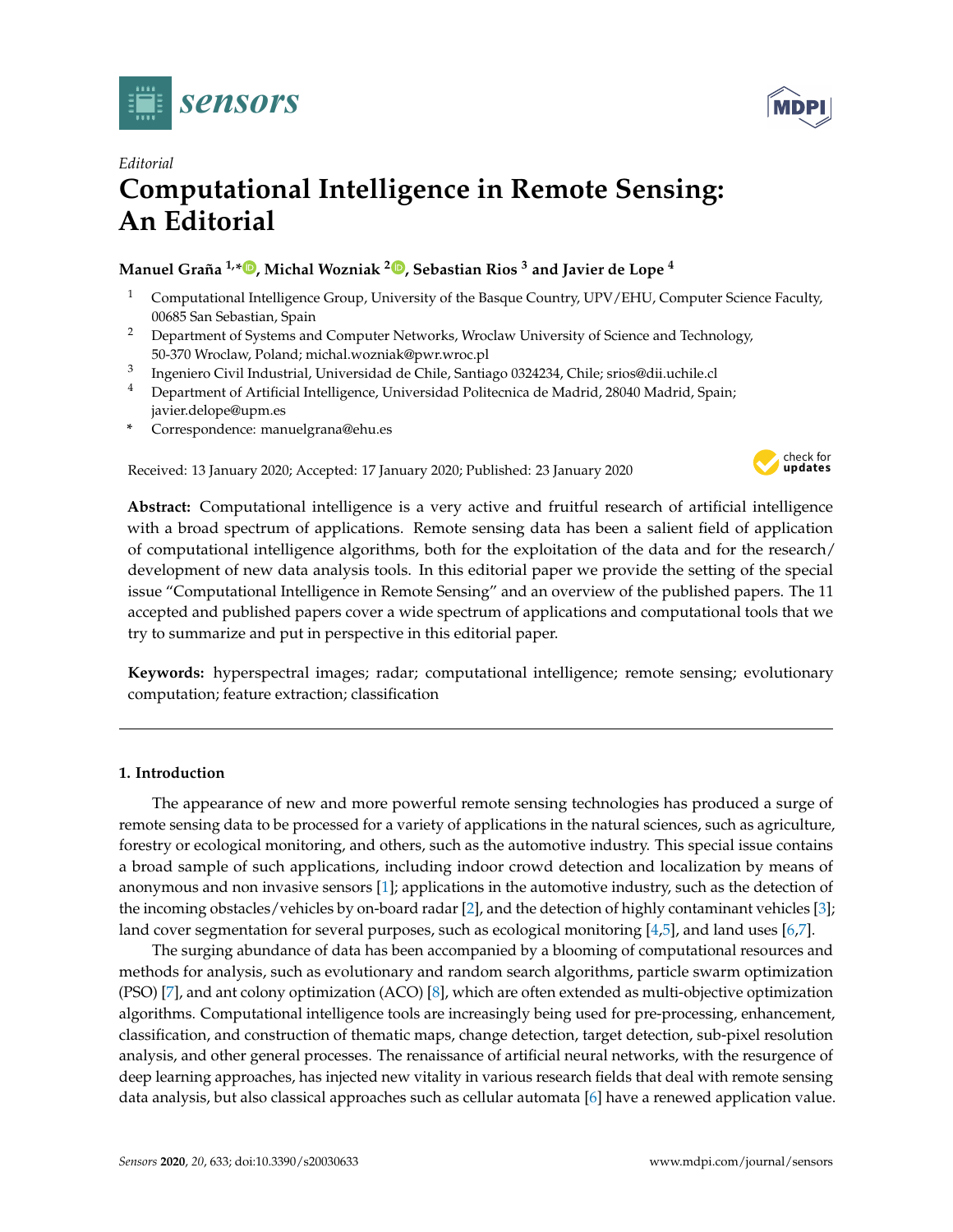*Editorial*

# Computational Intelligence in Remote Sensing: An Editorial

**Manuel Graña [1,*], Michal Wozniak [2], Sebastian Rios [3] and Javier de Lope [4]**

[1] Computational Intelligence Group, University of the Basque Country, UPV/EHU, Computer Science Faculty, 00685 San Sebastian, Spain
[2] Department of Systems and Computer Networks, Wroclaw University of Science and Technology, 50-370 Wroclaw, Poland; michal.wozniak@pwr.wroc.pl
[3] Ingeniero Civil Industrial, Universidad de Chile, Santiago 0324234, Chile; srios@dii.uchile.cl
[4] Department of Artificial Intelligence, Universidad Politecnica de Madrid, 28040 Madrid, Spain; javier.delope@upm.es
* Correspondence: manuelgrana@ehu.es

Received: 13 January 2020; Accepted: 17 January 2020; Published: 23 January 2020

**Abstract:** Computational intelligence is a very active and fruitful research of artificial intelligence with a broad spectrum of applications. Remote sensing data has been a salient field of application of computational intelligence algorithms, both for the exploitation of the data and for the research/development of new data analysis tools. In this editorial paper we provide the setting of the special issue "Computational Intelligence in Remote Sensing" and an overview of the published papers. The 11 accepted and published papers cover a wide spectrum of applications and computational tools that we try to summarize and put in perspective in this editorial paper.

**Keywords:** hyperspectral images; radar; computational intelligence; remote sensing; evolutionary computation; feature extraction; classification

## 1. Introduction

The appearance of new and more powerful remote sensing technologies has produced a surge of remote sensing data to be processed for a variety of applications in the natural sciences, such as agriculture, forestry or ecological monitoring, and others, such as the automotive industry. This special issue contains a broad sample of such applications, including indoor crowd detection and localization by means of anonymous and non invasive sensors [1]; applications in the automotive industry, such as the detection of the incoming obstacles/vehicles by on-board radar [2], and the detection of highly contaminant vehicles [3]; land cover segmentation for several purposes, such as ecological monitoring [4,5], and land uses [6,7].

The surging abundance of data has been accompanied by a blooming of computational resources and methods for analysis, such as evolutionary and random search algorithms, particle swarm optimization (PSO) [7], and ant colony optimization (ACO) [8], which are often extended as multi-objective optimization algorithms. Computational intelligence tools are increasingly being used for pre-processing, enhancement, classification, and construction of thematic maps, change detection, target detection, sub-pixel resolution analysis, and other general processes. The renaissance of artificial neural networks, with the resurgence of deep learning approaches, has injected new vitality in various research fields that deal with remote sensing data analysis, but also classical approaches such as cellular automata [6] have a renewed application value.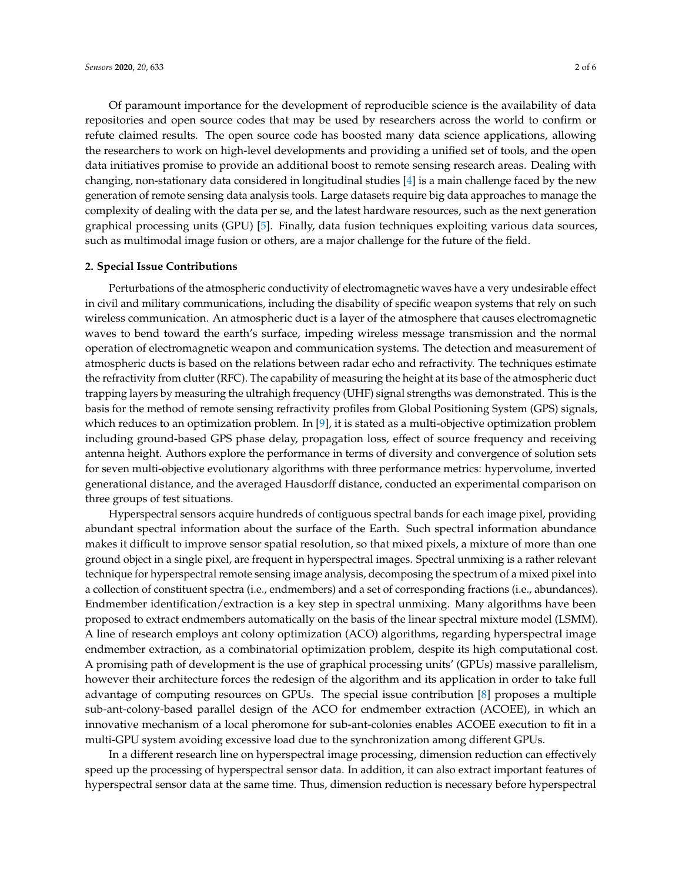Of paramount importance for the development of reproducible science is the availability of data repositories and open source codes that may be used by researchers across the world to confirm or refute claimed results. The open source code has boosted many data science applications, allowing the researchers to work on high-level developments and providing a unified set of tools, and the open data initiatives promise to provide an additional boost to remote sensing research areas. Dealing with changing, non-stationary data considered in longitudinal studies [4] is a main challenge faced by the new generation of remote sensing data analysis tools. Large datasets require big data approaches to manage the complexity of dealing with the data per se, and the latest hardware resources, such as the next generation graphical processing units (GPU) [5]. Finally, data fusion techniques exploiting various data sources, such as multimodal image fusion or others, are a major challenge for the future of the field.

## 2. Special Issue Contributions

Perturbations of the atmospheric conductivity of electromagnetic waves have a very undesirable effect in civil and military communications, including the disability of specific weapon systems that rely on such wireless communication. An atmospheric duct is a layer of the atmosphere that causes electromagnetic waves to bend toward the earth's surface, impeding wireless message transmission and the normal operation of electromagnetic weapon and communication systems. The detection and measurement of atmospheric ducts is based on the relations between radar echo and refractivity. The techniques estimate the refractivity from clutter (RFC). The capability of measuring the height at its base of the atmospheric duct trapping layers by measuring the ultrahigh frequency (UHF) signal strengths was demonstrated. This is the basis for the method of remote sensing refractivity profiles from Global Positioning System (GPS) signals, which reduces to an optimization problem. In [9], it is stated as a multi-objective optimization problem including ground-based GPS phase delay, propagation loss, effect of source frequency and receiving antenna height. Authors explore the performance in terms of diversity and convergence of solution sets for seven multi-objective evolutionary algorithms with three performance metrics: hypervolume, inverted generational distance, and the averaged Hausdorff distance, conducted an experimental comparison on three groups of test situations.

Hyperspectral sensors acquire hundreds of contiguous spectral bands for each image pixel, providing abundant spectral information about the surface of the Earth. Such spectral information abundance makes it difficult to improve sensor spatial resolution, so that mixed pixels, a mixture of more than one ground object in a single pixel, are frequent in hyperspectral images. Spectral unmixing is a rather relevant technique for hyperspectral remote sensing image analysis, decomposing the spectrum of a mixed pixel into a collection of constituent spectra (i.e., endmembers) and a set of corresponding fractions (i.e., abundances). Endmember identification/extraction is a key step in spectral unmixing. Many algorithms have been proposed to extract endmembers automatically on the basis of the linear spectral mixture model (LSMM). A line of research employs ant colony optimization (ACO) algorithms, regarding hyperspectral image endmember extraction, as a combinatorial optimization problem, despite its high computational cost. A promising path of development is the use of graphical processing units' (GPUs) massive parallelism, however their architecture forces the redesign of the algorithm and its application in order to take full advantage of computing resources on GPUs. The special issue contribution [8] proposes a multiple sub-ant-colony-based parallel design of the ACO for endmember extraction (ACOEE), in which an innovative mechanism of a local pheromone for sub-ant-colonies enables ACOEE execution to fit in a multi-GPU system avoiding excessive load due to the synchronization among different GPUs.

In a different research line on hyperspectral image processing, dimension reduction can effectively speed up the processing of hyperspectral sensor data. In addition, it can also extract important features of hyperspectral sensor data at the same time. Thus, dimension reduction is necessary before hyperspectral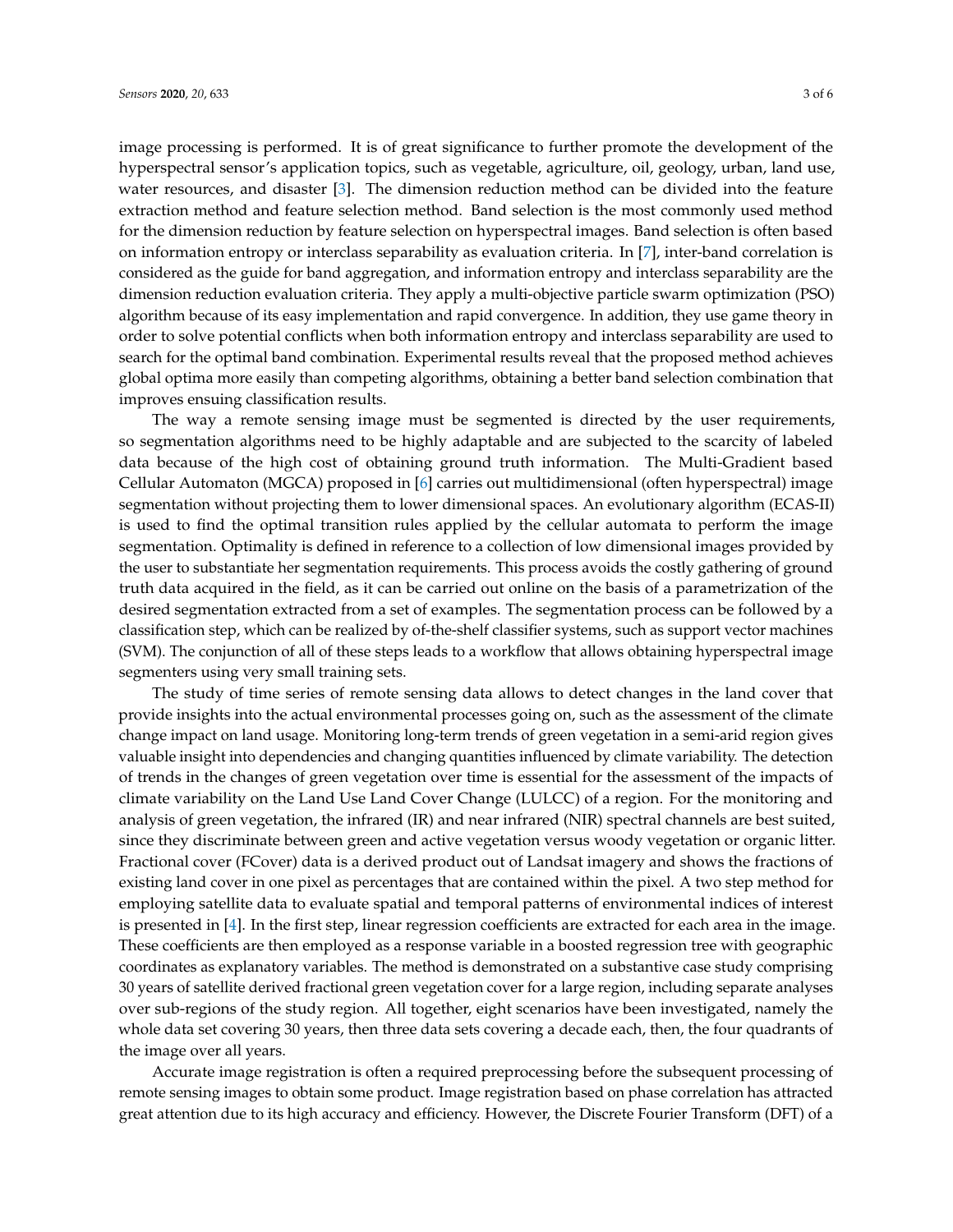image processing is performed. It is of great significance to further promote the development of the hyperspectral sensor's application topics, such as vegetable, agriculture, oil, geology, urban, land use, water resources, and disaster [3]. The dimension reduction method can be divided into the feature extraction method and feature selection method. Band selection is the most commonly used method for the dimension reduction by feature selection on hyperspectral images. Band selection is often based on information entropy or interclass separability as evaluation criteria. In [7], inter-band correlation is considered as the guide for band aggregation, and information entropy and interclass separability are the dimension reduction evaluation criteria. They apply a multi-objective particle swarm optimization (PSO) algorithm because of its easy implementation and rapid convergence. In addition, they use game theory in order to solve potential conflicts when both information entropy and interclass separability are used to search for the optimal band combination. Experimental results reveal that the proposed method achieves global optima more easily than competing algorithms, obtaining a better band selection combination that improves ensuing classification results.

The way a remote sensing image must be segmented is directed by the user requirements, so segmentation algorithms need to be highly adaptable and are subjected to the scarcity of labeled data because of the high cost of obtaining ground truth information. The Multi-Gradient based Cellular Automaton (MGCA) proposed in [6] carries out multidimensional (often hyperspectral) image segmentation without projecting them to lower dimensional spaces. An evolutionary algorithm (ECAS-II) is used to find the optimal transition rules applied by the cellular automata to perform the image segmentation. Optimality is defined in reference to a collection of low dimensional images provided by the user to substantiate her segmentation requirements. This process avoids the costly gathering of ground truth data acquired in the field, as it can be carried out online on the basis of a parametrization of the desired segmentation extracted from a set of examples. The segmentation process can be followed by a classification step, which can be realized by of-the-shelf classifier systems, such as support vector machines (SVM). The conjunction of all of these steps leads to a workflow that allows obtaining hyperspectral image segmenters using very small training sets.

The study of time series of remote sensing data allows to detect changes in the land cover that provide insights into the actual environmental processes going on, such as the assessment of the climate change impact on land usage. Monitoring long-term trends of green vegetation in a semi-arid region gives valuable insight into dependencies and changing quantities influenced by climate variability. The detection of trends in the changes of green vegetation over time is essential for the assessment of the impacts of climate variability on the Land Use Land Cover Change (LULCC) of a region. For the monitoring and analysis of green vegetation, the infrared (IR) and near infrared (NIR) spectral channels are best suited, since they discriminate between green and active vegetation versus woody vegetation or organic litter. Fractional cover (FCover) data is a derived product out of Landsat imagery and shows the fractions of existing land cover in one pixel as percentages that are contained within the pixel. A two step method for employing satellite data to evaluate spatial and temporal patterns of environmental indices of interest is presented in [4]. In the first step, linear regression coefficients are extracted for each area in the image. These coefficients are then employed as a response variable in a boosted regression tree with geographic coordinates as explanatory variables. The method is demonstrated on a substantive case study comprising 30 years of satellite derived fractional green vegetation cover for a large region, including separate analyses over sub-regions of the study region. All together, eight scenarios have been investigated, namely the whole data set covering 30 years, then three data sets covering a decade each, then, the four quadrants of the image over all years.

Accurate image registration is often a required preprocessing before the subsequent processing of remote sensing images to obtain some product. Image registration based on phase correlation has attracted great attention due to its high accuracy and efficiency. However, the Discrete Fourier Transform (DFT) of a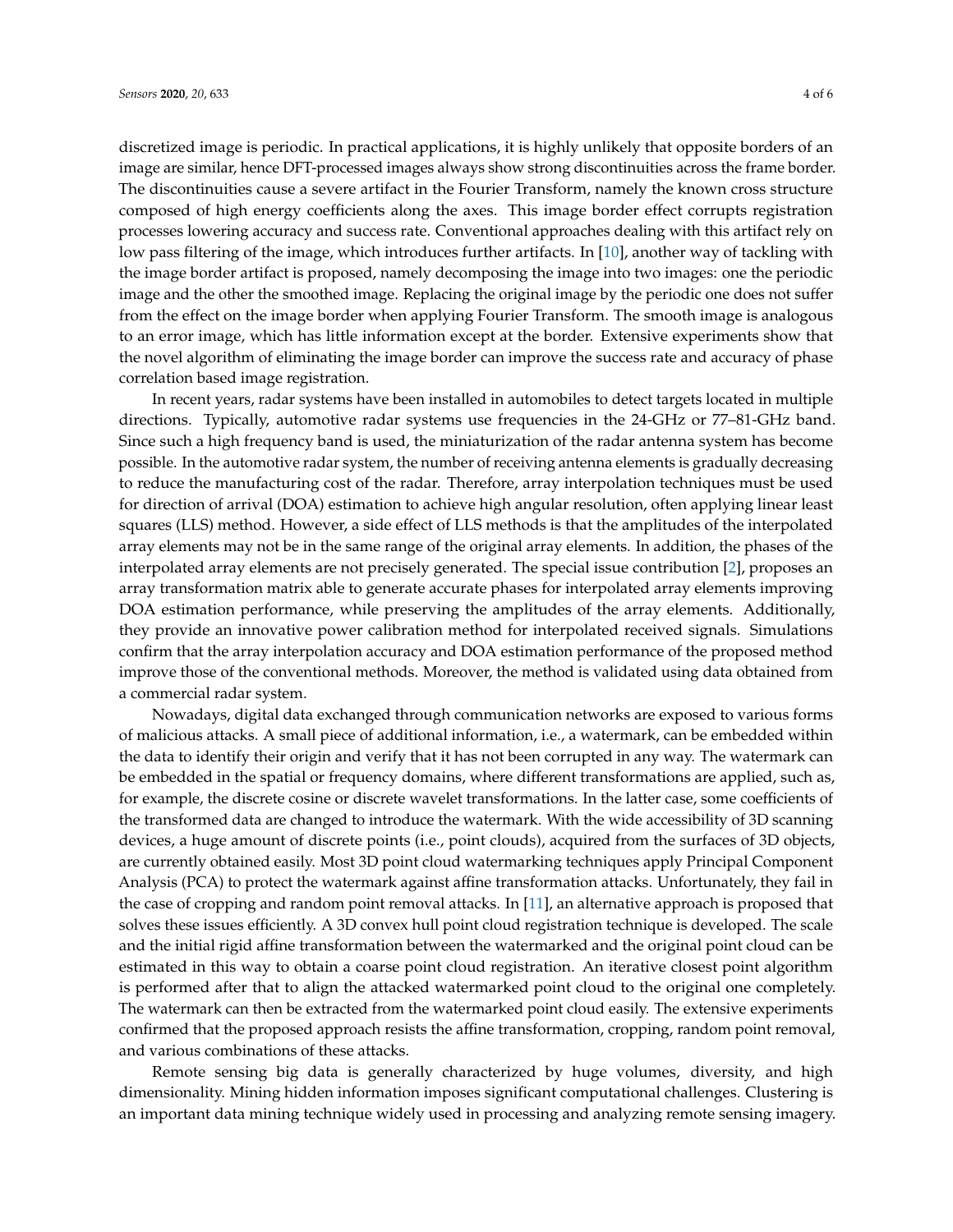discretized image is periodic. In practical applications, it is highly unlikely that opposite borders of an image are similar, hence DFT-processed images always show strong discontinuities across the frame border. The discontinuities cause a severe artifact in the Fourier Transform, namely the known cross structure composed of high energy coefficients along the axes. This image border effect corrupts registration processes lowering accuracy and success rate. Conventional approaches dealing with this artifact rely on low pass filtering of the image, which introduces further artifacts. In [10], another way of tackling with the image border artifact is proposed, namely decomposing the image into two images: one the periodic image and the other the smoothed image. Replacing the original image by the periodic one does not suffer from the effect on the image border when applying Fourier Transform. The smooth image is analogous to an error image, which has little information except at the border. Extensive experiments show that the novel algorithm of eliminating the image border can improve the success rate and accuracy of phase correlation based image registration.

In recent years, radar systems have been installed in automobiles to detect targets located in multiple directions. Typically, automotive radar systems use frequencies in the 24-GHz or 77–81-GHz band. Since such a high frequency band is used, the miniaturization of the radar antenna system has become possible. In the automotive radar system, the number of receiving antenna elements is gradually decreasing to reduce the manufacturing cost of the radar. Therefore, array interpolation techniques must be used for direction of arrival (DOA) estimation to achieve high angular resolution, often applying linear least squares (LLS) method. However, a side effect of LLS methods is that the amplitudes of the interpolated array elements may not be in the same range of the original array elements. In addition, the phases of the interpolated array elements are not precisely generated. The special issue contribution [2], proposes an array transformation matrix able to generate accurate phases for interpolated array elements improving DOA estimation performance, while preserving the amplitudes of the array elements. Additionally, they provide an innovative power calibration method for interpolated received signals. Simulations confirm that the array interpolation accuracy and DOA estimation performance of the proposed method improve those of the conventional methods. Moreover, the method is validated using data obtained from a commercial radar system.

Nowadays, digital data exchanged through communication networks are exposed to various forms of malicious attacks. A small piece of additional information, i.e., a watermark, can be embedded within the data to identify their origin and verify that it has not been corrupted in any way. The watermark can be embedded in the spatial or frequency domains, where different transformations are applied, such as, for example, the discrete cosine or discrete wavelet transformations. In the latter case, some coefficients of the transformed data are changed to introduce the watermark. With the wide accessibility of 3D scanning devices, a huge amount of discrete points (i.e., point clouds), acquired from the surfaces of 3D objects, are currently obtained easily. Most 3D point cloud watermarking techniques apply Principal Component Analysis (PCA) to protect the watermark against affine transformation attacks. Unfortunately, they fail in the case of cropping and random point removal attacks. In [11], an alternative approach is proposed that solves these issues efficiently. A 3D convex hull point cloud registration technique is developed. The scale and the initial rigid affine transformation between the watermarked and the original point cloud can be estimated in this way to obtain a coarse point cloud registration. An iterative closest point algorithm is performed after that to align the attacked watermarked point cloud to the original one completely. The watermark can then be extracted from the watermarked point cloud easily. The extensive experiments confirmed that the proposed approach resists the affine transformation, cropping, random point removal, and various combinations of these attacks.

Remote sensing big data is generally characterized by huge volumes, diversity, and high dimensionality. Mining hidden information imposes significant computational challenges. Clustering is an important data mining technique widely used in processing and analyzing remote sensing imagery.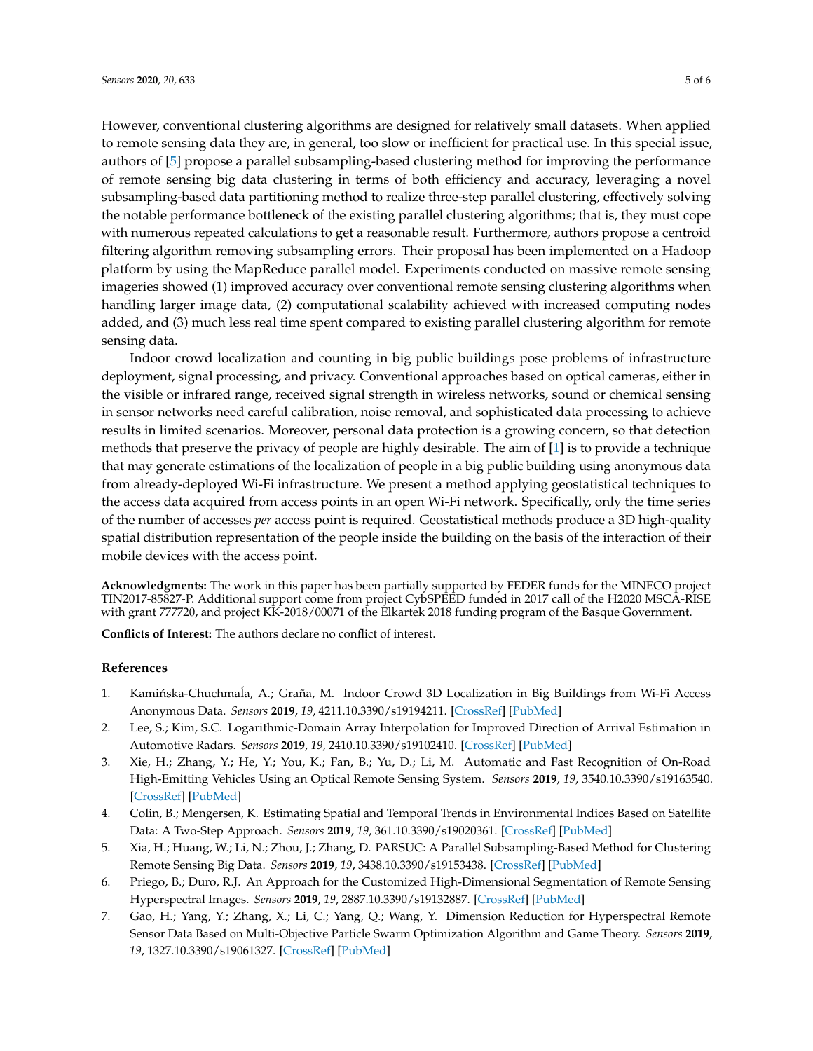However, conventional clustering algorithms are designed for relatively small datasets. When applied to remote sensing data they are, in general, too slow or inefficient for practical use. In this special issue, authors of [5] propose a parallel subsampling-based clustering method for improving the performance of remote sensing big data clustering in terms of both efficiency and accuracy, leveraging a novel subsampling-based data partitioning method to realize three-step parallel clustering, effectively solving the notable performance bottleneck of the existing parallel clustering algorithms; that is, they must cope with numerous repeated calculations to get a reasonable result. Furthermore, authors propose a centroid filtering algorithm removing subsampling errors. Their proposal has been implemented on a Hadoop platform by using the MapReduce parallel model. Experiments conducted on massive remote sensing imageries showed (1) improved accuracy over conventional remote sensing clustering algorithms when handling larger image data, (2) computational scalability achieved with increased computing nodes added, and (3) much less real time spent compared to existing parallel clustering algorithm for remote sensing data.

Indoor crowd localization and counting in big public buildings pose problems of infrastructure deployment, signal processing, and privacy. Conventional approaches based on optical cameras, either in the visible or infrared range, received signal strength in wireless networks, sound or chemical sensing in sensor networks need careful calibration, noise removal, and sophisticated data processing to achieve results in limited scenarios. Moreover, personal data protection is a growing concern, so that detection methods that preserve the privacy of people are highly desirable. The aim of [1] is to provide a technique that may generate estimations of the localization of people in a big public building using anonymous data from already-deployed Wi-Fi infrastructure. We present a method applying geostatistical techniques to the access data acquired from access points in an open Wi-Fi network. Specifically, only the time series of the number of accesses *per* access point is required. Geostatistical methods produce a 3D high-quality spatial distribution representation of the people inside the building on the basis of the interaction of their mobile devices with the access point.

**Acknowledgments:** The work in this paper has been partially supported by FEDER funds for the MINECO project TIN2017-85827-P. Additional support come from project CybSPEED funded in 2017 call of the H2020 MSCA-RISE with grant 777720, and project KK-2018/00071 of the Elkartek 2018 funding program of the Basque Government.

**Conflicts of Interest:** The authors declare no conflict of interest.

## References

1. Kamińska-ChuchmaĺA, A.; Graña, M. Indoor Crowd 3D Localization in Big Buildings from Wi-Fi Access Anonymous Data. *Sensors* **2019**, *19*, 4211.10.3390/s19194211. [CrossRef] [PubMed]
2. Lee, S.; Kim, S.C. Logarithmic-Domain Array Interpolation for Improved Direction of Arrival Estimation in Automotive Radars. *Sensors* **2019**, *19*, 2410.10.3390/s19102410. [CrossRef] [PubMed]
3. Xie, H.; Zhang, Y.; He, Y.; You, K.; Fan, B.; Yu, D.; Li, M. Automatic and Fast Recognition of On-Road High-Emitting Vehicles Using an Optical Remote Sensing System. *Sensors* **2019**, *19*, 3540.10.3390/s19163540. [CrossRef] [PubMed]
4. Colin, B.; Mengersen, K. Estimating Spatial and Temporal Trends in Environmental Indices Based on Satellite Data: A Two-Step Approach. *Sensors* **2019**, *19*, 361.10.3390/s19020361. [CrossRef] [PubMed]
5. Xia, H.; Huang, W.; Li, N.; Zhou, J.; Zhang, D. PARSUC: A Parallel Subsampling-Based Method for Clustering Remote Sensing Big Data. *Sensors* **2019**, *19*, 3438.10.3390/s19153438. [CrossRef] [PubMed]
6. Priego, B.; Duro, R.J. An Approach for the Customized High-Dimensional Segmentation of Remote Sensing Hyperspectral Images. *Sensors* **2019**, *19*, 2887.10.3390/s19132887. [CrossRef] [PubMed]
7. Gao, H.; Yang, Y.; Zhang, X.; Li, C.; Yang, Q.; Wang, Y. Dimension Reduction for Hyperspectral Remote Sensor Data Based on Multi-Objective Particle Swarm Optimization Algorithm and Game Theory. *Sensors* **2019**, *19*, 1327.10.3390/s19061327. [CrossRef] [PubMed]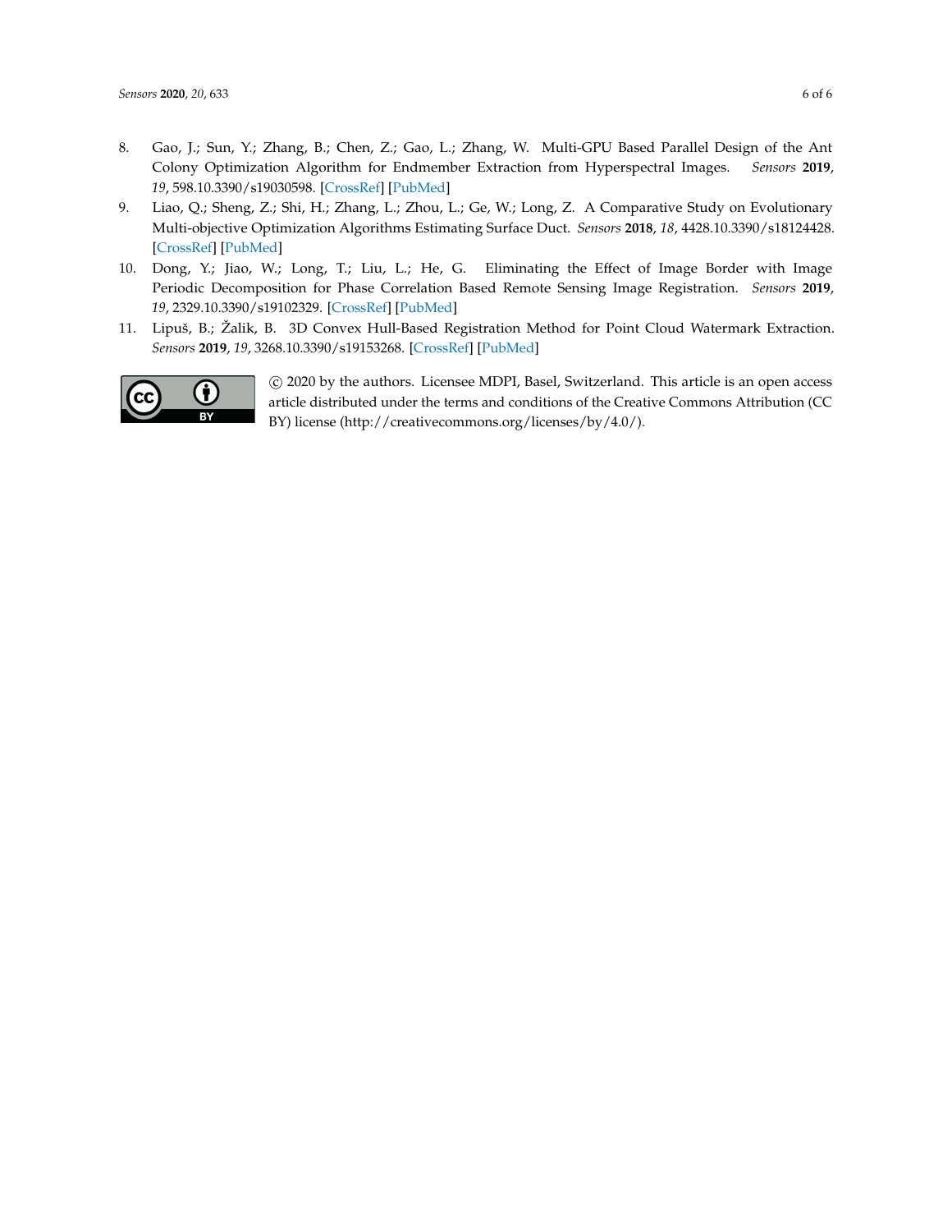8. Gao, J.; Sun, Y.; Zhang, B.; Chen, Z.; Gao, L.; Zhang, W. Multi-GPU Based Parallel Design of the Ant Colony Optimization Algorithm for Endmember Extraction from Hyperspectral Images. *Sensors* **2019**, *19*, 598.10.3390/s19030598. [CrossRef] [PubMed]
9. Liao, Q.; Sheng, Z.; Shi, H.; Zhang, L.; Zhou, L.; Ge, W.; Long, Z. A Comparative Study on Evolutionary Multi-objective Optimization Algorithms Estimating Surface Duct. *Sensors* **2018**, *18*, 4428.10.3390/s18124428. [CrossRef] [PubMed]
10. Dong, Y.; Jiao, W.; Long, T.; Liu, L.; He, G. Eliminating the Effect of Image Border with Image Periodic Decomposition for Phase Correlation Based Remote Sensing Image Registration. *Sensors* **2019**, *19*, 2329.10.3390/s19102329. [CrossRef] [PubMed]
11. Lipuš, B.; Žalik, B. 3D Convex Hull-Based Registration Method for Point Cloud Watermark Extraction. *Sensors* **2019**, *19*, 3268.10.3390/s19153268. [CrossRef] [PubMed]

© 2020 by the authors. Licensee MDPI, Basel, Switzerland. This article is an open access article distributed under the terms and conditions of the Creative Commons Attribution (CC BY) license (http://creativecommons.org/licenses/by/4.0/).